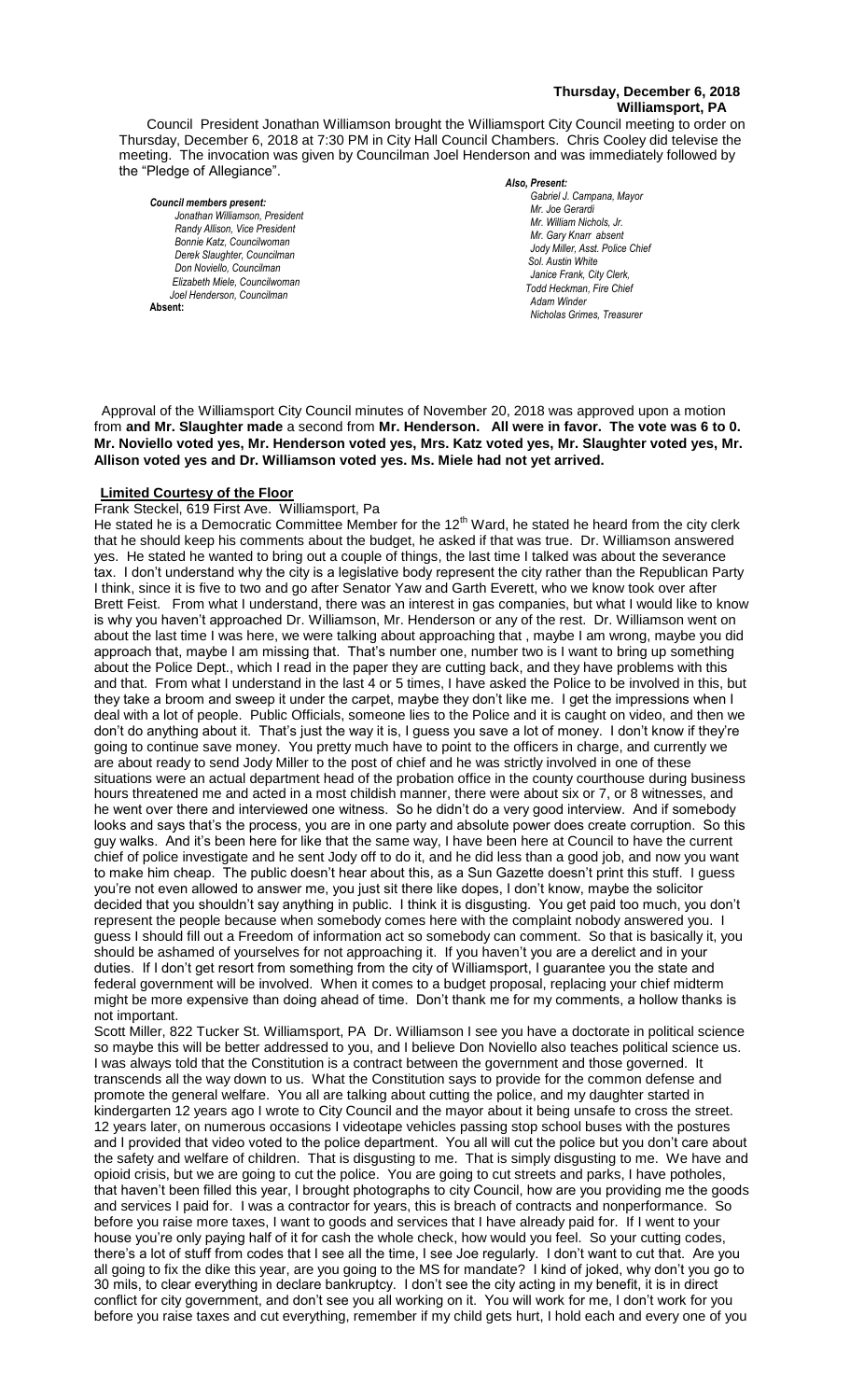**Thursday, December 6, 2018**
**Williamsport, PA**

Council President Jonathan Williamson brought the Williamsport City Council meeting to order on Thursday, December 6, 2018 at 7:30 PM in City Hall Council Chambers. Chris Cooley did televise the meeting. The invocation was given by Councilman Joel Henderson and was immediately followed by the "Pledge of Allegiance".

***Council members present:***
*Jonathan Williamson, President*
*Randy Allison, Vice President*
*Bonnie Katz, Councilwoman*
*Derek Slaughter, Councilman*
*Don Noviello, Councilman*
*Elizabeth Miele, Councilwoman*
*Joel Henderson, Councilman*
**Absent:**

***Also, Present:***
*Gabriel J. Campana, Mayor*
*Mr. Joe Gerardi*
*Mr. William Nichols, Jr.*
*Mr. Gary Knarr absent*
*Jody Miller, Asst. Police Chief*
*Sol. Austin White*
*Janice Frank, City Clerk,*
*Todd Heckman, Fire Chief*
*Adam Winder*
*Nicholas Grimes, Treasurer*

Approval of the Williamsport City Council minutes of November 20, 2018 was approved upon a motion from **and Mr. Slaughter made** a second from **Mr. Henderson. All were in favor. The vote was 6 to 0. Mr. Noviello voted yes, Mr. Henderson voted yes, Mrs. Katz voted yes, Mr. Slaughter voted yes, Mr. Allison voted yes and Dr. Williamson voted yes. Ms. Miele had not yet arrived.**

**Limited Courtesy of the Floor**

Frank Steckel, 619 First Ave. Williamsport, Pa

He stated he is a Democratic Committee Member for the 12th Ward, he stated he heard from the city clerk that he should keep his comments about the budget, he asked if that was true. Dr. Williamson answered yes. He stated he wanted to bring out a couple of things, the last time I talked was about the severance tax. I don't understand why the city is a legislative body represent the city rather than the Republican Party I think, since it is five to two and go after Senator Yaw and Garth Everett, who we know took over after Brett Feist. From what I understand, there was an interest in gas companies, but what I would like to know is why you haven't approached Dr. Williamson, Mr. Henderson or any of the rest. Dr. Williamson went on about the last time I was here, we were talking about approaching that , maybe I am wrong, maybe you did approach that, maybe I am missing that. That's number one, number two is I want to bring up something about the Police Dept., which I read in the paper they are cutting back, and they have problems with this and that. From what I understand in the last 4 or 5 times, I have asked the Police to be involved in this, but they take a broom and sweep it under the carpet, maybe they don't like me. I get the impressions when I deal with a lot of people. Public Officials, someone lies to the Police and it is caught on video, and then we don't do anything about it. That's just the way it is, I guess you save a lot of money. I don't know if they're going to continue save money. You pretty much have to point to the officers in charge, and currently we are about ready to send Jody Miller to the post of chief and he was strictly involved in one of these situations were an actual department head of the probation office in the county courthouse during business hours threatened me and acted in a most childish manner, there were about six or 7, or 8 witnesses, and he went over there and interviewed one witness. So he didn't do a very good interview. And if somebody looks and says that's the process, you are in one party and absolute power does create corruption. So this guy walks. And it's been here for like that the same way, I have been here at Council to have the current chief of police investigate and he sent Jody off to do it, and he did less than a good job, and now you want to make him cheap. The public doesn't hear about this, as a Sun Gazette doesn't print this stuff. I guess you're not even allowed to answer me, you just sit there like dopes, I don't know, maybe the solicitor decided that you shouldn't say anything in public. I think it is disgusting. You get paid too much, you don't represent the people because when somebody comes here with the complaint nobody answered you. I guess I should fill out a Freedom of information act so somebody can comment. So that is basically it, you should be ashamed of yourselves for not approaching it. If you haven't you are a derelict and in your duties. If I don't get resort from something from the city of Williamsport, I guarantee you the state and federal government will be involved. When it comes to a budget proposal, replacing your chief midterm might be more expensive than doing ahead of time. Don't thank me for my comments, a hollow thanks is not important.

Scott Miller, 822 Tucker St. Williamsport, PA Dr. Williamson I see you have a doctorate in political science so maybe this will be better addressed to you, and I believe Don Noviello also teaches political science us. I was always told that the Constitution is a contract between the government and those governed. It transcends all the way down to us. What the Constitution says to provide for the common defense and promote the general welfare. You all are talking about cutting the police, and my daughter started in kindergarten 12 years ago I wrote to City Council and the mayor about it being unsafe to cross the street. 12 years later, on numerous occasions I videotape vehicles passing stop school buses with the postures and I provided that video voted to the police department. You all will cut the police but you don't care about the safety and welfare of children. That is disgusting to me. That is simply disgusting to me. We have and opioid crisis, but we are going to cut the police. You are going to cut streets and parks, I have potholes, that haven't been filled this year, I brought photographs to city Council, how are you providing me the goods and services I paid for. I was a contractor for years, this is breach of contracts and nonperformance. So before you raise more taxes, I want to goods and services that I have already paid for. If I went to your house you're only paying half of it for cash the whole check, how would you feel. So your cutting codes, there's a lot of stuff from codes that I see all the time, I see Joe regularly. I don't want to cut that. Are you all going to fix the dike this year, are you going to the MS for mandate? I kind of joked, why don't you go to 30 mils, to clear everything in declare bankruptcy. I don't see the city acting in my benefit, it is in direct conflict for city government, and don't see you all working on it. You will work for me, I don't work for you before you raise taxes and cut everything, remember if my child gets hurt, I hold each and every one of you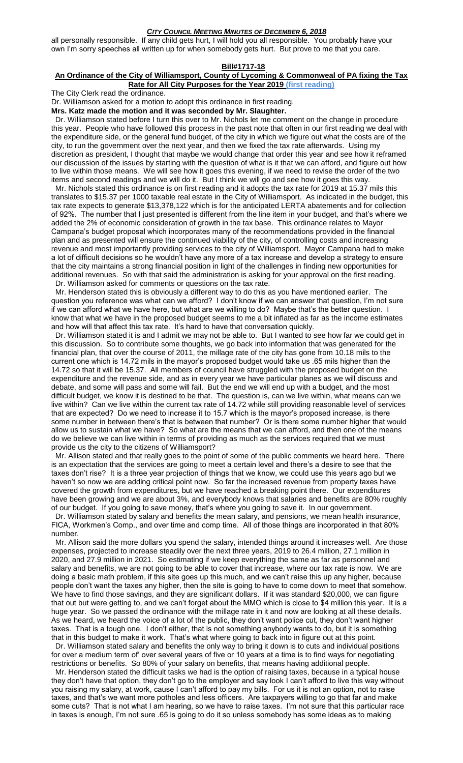all personally responsible. If any child gets hurt, I will hold you all responsible. You probably have your own I'm sorry speeches all written up for when somebody gets hurt. But prove to me that you care.

**Bill#1717-18**

**An Ordinance of the City of Williamsport, County of Lycoming & Commonweal of PA fixing the Tax Rate for All City Purposes for the Year 2019 (first reading)**

The City Clerk read the ordinance.

Dr. Williamson asked for a motion to adopt this ordinance in first reading.

**Mrs. Katz made the motion and it was seconded by Mr. Slaughter.**

Dr. Williamson stated before I turn this over to Mr. Nichols let me comment on the change in procedure this year. People who have followed this process in the past note that often in our first reading we deal with the expenditure side, or the general fund budget, of the city in which we figure out what the costs are of the city, to run the government over the next year, and then we fixed the tax rate afterwards. Using my discretion as president, I thought that maybe we would change that order this year and see how it reframed our discussion of the issues by starting with the question of what is it that we can afford, and figure out how to live within those means. We will see how it goes this evening, if we need to revise the order of the two items and second readings and we will do it. But I think we will go and see how it goes this way.

Mr. Nichols stated this ordinance is on first reading and it adopts the tax rate for 2019 at 15.37 mils this translates to $15.37 per 1000 taxable real estate in the City of Williamsport. As indicated in the budget, this tax rate expects to generate $13,378,122 which is for the anticipated LERTA abatements and for collection of 92%. The number that I just presented is different from the line item in your budget, and that's where we added the 2% of economic consideration of growth in the tax base. This ordinance relates to Mayor Campana's budget proposal which incorporates many of the recommendations provided in the financial plan and as presented will ensure the continued viability of the city, of controlling costs and increasing revenue and most importantly providing services to the city of Williamsport. Mayor Campana had to make a lot of difficult decisions so he wouldn't have any more of a tax increase and develop a strategy to ensure that the city maintains a strong financial position in light of the challenges in finding new opportunities for additional revenues. So with that said the administration is asking for your approval on the first reading.

Dr. Williamson asked for comments or questions on the tax rate.

Mr. Henderson stated this is obviously a different way to do this as you have mentioned earlier. The question you reference was what can we afford? I don't know if we can answer that question, I'm not sure if we can afford what we have here, but what are we willing to do? Maybe that's the better question. I know that what we have in the proposed budget seems to me a bit inflated as far as the income estimates and how will that affect this tax rate. It's hard to have that conversation quickly.

Dr. Williamson stated it is and I admit we may not be able to. But I wanted to see how far we could get in this discussion. So to contribute some thoughts, we go back into information that was generated for the financial plan, that over the course of 2011, the millage rate of the city has gone from 10.18 mils to the current one which is 14.72 mils in the mayor's proposed budget would take us .65 mils higher than the 14.72 so that it will be 15.37. All members of council have struggled with the proposed budget on the expenditure and the revenue side, and as in every year we have particular planes as we will discuss and debate, and some will pass and some will fail. But the end we will end up with a budget, and the most difficult budget, we know it is destined to be that. The question is, can we live within, what means can we live within? Can we live within the current tax rate of 14.72 while still providing reasonable level of services that are expected? Do we need to increase it to 15.7 which is the mayor's proposed increase, is there some number in between there's that is between that number? Or is there some number higher that would allow us to sustain what we have? So what are the means that we can afford, and then one of the means do we believe we can live within in terms of providing as much as the services required that we must provide us the city to the citizens of Williamsport?

Mr. Allison stated and that really goes to the point of some of the public comments we heard here. There is an expectation that the services are going to meet a certain level and there's a desire to see that the taxes don't rise? It is a three year projection of things that we know, we could use this years ago but we haven't so now we are adding critical point now. So far the increased revenue from property taxes have covered the growth from expenditures, but we have reached a breaking point there. Our expenditures have been growing and we are about 3%, and everybody knows that salaries and benefits are 80% roughly of our budget. If you going to save money, that's where you going to save it. In our government.

Dr. Williamson stated by salary and benefits the mean salary, and pensions, we mean health insurance, FICA, Workmen's Comp., and over time and comp time. All of those things are incorporated in that 80% number.

Mr. Allison said the more dollars you spend the salary, intended things around it increases well. Are those expenses, projected to increase steadily over the next three years, 2019 to 26.4 million, 27.1 million in 2020, and 27.9 million in 2021. So estimating if we keep everything the same as far as personnel and salary and benefits, we are not going to be able to cover that increase, where our tax rate is now. We are doing a basic math problem, if this site goes up this much, and we can't raise this up any higher, because people don't want the taxes any higher, then the site is going to have to come down to meet that somehow. We have to find those savings, and they are significant dollars. If it was standard $20,000, we can figure that out but were getting to, and we can't forget about the MMO which is close to $4 million this year. It is a huge year. So we passed the ordinance with the millage rate in it and now are looking at all these details. As we heard, we heard the voice of a lot of the public, they don't want police cut, they don't want higher taxes. That is a tough one. I don't either, that is not something anybody wants to do, but it is something that in this budget to make it work. That's what where going to back into in figure out at this point.

Dr. Williamson stated salary and benefits the only way to bring it down is to cuts and individual positions for over a medium term of' over several years of five or 10 years at a time is to find ways for negotiating restrictions or benefits. So 80% of your salary on benefits, that means having additional people.

Mr. Henderson stated the difficult tasks we had is the option of raising taxes, because in a typical house they don't have that option, they don't go to the employer and say look I can't afford to live this way without you raising my salary, at work, cause I can't afford to pay my bills. For us it is not an option, not to raise taxes, and that's we want more potholes and less officers. Are taxpayers willing to go that far and make some cuts? That is not what I am hearing, so we have to raise taxes. I'm not sure that this particular race in taxes is enough, I'm not sure .65 is going to do it so unless somebody has some ideas as to making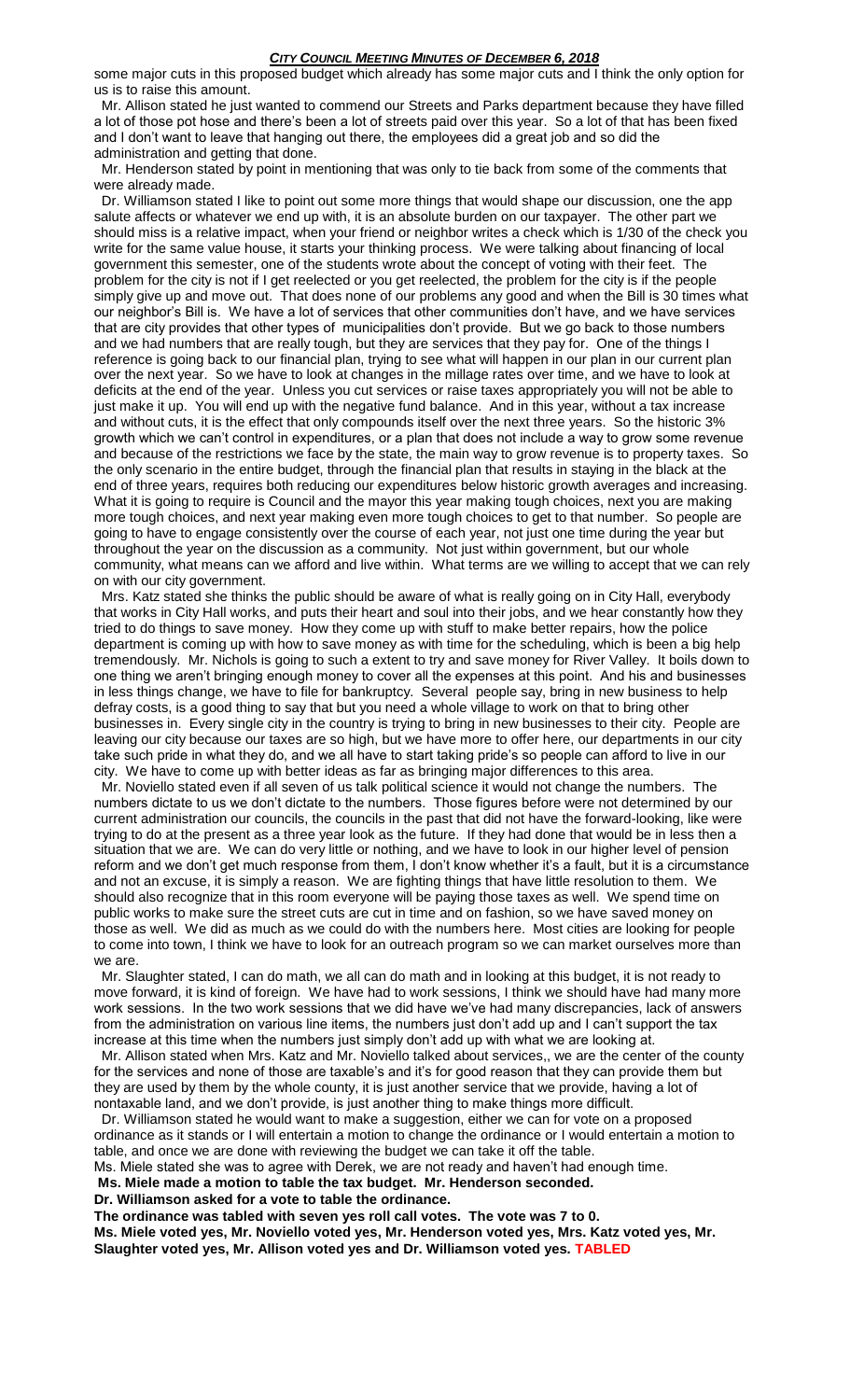some major cuts in this proposed budget which already has some major cuts and I think the only option for us is to raise this amount.

Mr. Allison stated he just wanted to commend our Streets and Parks department because they have filled a lot of those pot hose and there's been a lot of streets paid over this year. So a lot of that has been fixed and I don't want to leave that hanging out there, the employees did a great job and so did the administration and getting that done.

Mr. Henderson stated by point in mentioning that was only to tie back from some of the comments that were already made.

Dr. Williamson stated I like to point out some more things that would shape our discussion, one the app salute affects or whatever we end up with, it is an absolute burden on our taxpayer. The other part we should miss is a relative impact, when your friend or neighbor writes a check which is 1/30 of the check you write for the same value house, it starts your thinking process. We were talking about financing of local government this semester, one of the students wrote about the concept of voting with their feet. The problem for the city is not if I get reelected or you get reelected, the problem for the city is if the people simply give up and move out. That does none of our problems any good and when the Bill is 30 times what our neighbor's Bill is. We have a lot of services that other communities don't have, and we have services that are city provides that other types of municipalities don't provide. But we go back to those numbers and we had numbers that are really tough, but they are services that they pay for. One of the things I reference is going back to our financial plan, trying to see what will happen in our plan in our current plan over the next year. So we have to look at changes in the millage rates over time, and we have to look at deficits at the end of the year. Unless you cut services or raise taxes appropriately you will not be able to just make it up. You will end up with the negative fund balance. And in this year, without a tax increase and without cuts, it is the effect that only compounds itself over the next three years. So the historic 3% growth which we can't control in expenditures, or a plan that does not include a way to grow some revenue and because of the restrictions we face by the state, the main way to grow revenue is to property taxes. So the only scenario in the entire budget, through the financial plan that results in staying in the black at the end of three years, requires both reducing our expenditures below historic growth averages and increasing. What it is going to require is Council and the mayor this year making tough choices, next you are making more tough choices, and next year making even more tough choices to get to that number. So people are going to have to engage consistently over the course of each year, not just one time during the year but throughout the year on the discussion as a community. Not just within government, but our whole community, what means can we afford and live within. What terms are we willing to accept that we can rely on with our city government.

Mrs. Katz stated she thinks the public should be aware of what is really going on in City Hall, everybody that works in City Hall works, and puts their heart and soul into their jobs, and we hear constantly how they tried to do things to save money. How they come up with stuff to make better repairs, how the police department is coming up with how to save money as with time for the scheduling, which is been a big help tremendously. Mr. Nichols is going to such a extent to try and save money for River Valley. It boils down to one thing we aren't bringing enough money to cover all the expenses at this point. And his and businesses in less things change, we have to file for bankruptcy. Several people say, bring in new business to help defray costs, is a good thing to say that but you need a whole village to work on that to bring other businesses in. Every single city in the country is trying to bring in new businesses to their city. People are leaving our city because our taxes are so high, but we have more to offer here, our departments in our city take such pride in what they do, and we all have to start taking pride's so people can afford to live in our city. We have to come up with better ideas as far as bringing major differences to this area.

Mr. Noviello stated even if all seven of us talk political science it would not change the numbers. The numbers dictate to us we don't dictate to the numbers. Those figures before were not determined by our current administration our councils, the councils in the past that did not have the forward-looking, like were trying to do at the present as a three year look as the future. If they had done that would be in less then a situation that we are. We can do very little or nothing, and we have to look in our higher level of pension reform and we don't get much response from them, I don't know whether it's a fault, but it is a circumstance and not an excuse, it is simply a reason. We are fighting things that have little resolution to them. We should also recognize that in this room everyone will be paying those taxes as well. We spend time on public works to make sure the street cuts are cut in time and on fashion, so we have saved money on those as well. We did as much as we could do with the numbers here. Most cities are looking for people to come into town, I think we have to look for an outreach program so we can market ourselves more than we are.

Mr. Slaughter stated, I can do math, we all can do math and in looking at this budget, it is not ready to move forward, it is kind of foreign. We have had to work sessions, I think we should have had many more work sessions. In the two work sessions that we did have we've had many discrepancies, lack of answers from the administration on various line items, the numbers just don't add up and I can't support the tax increase at this time when the numbers just simply don't add up with what we are looking at.

Mr. Allison stated when Mrs. Katz and Mr. Noviello talked about services,, we are the center of the county for the services and none of those are taxable's and it's for good reason that they can provide them but they are used by them by the whole county, it is just another service that we provide, having a lot of nontaxable land, and we don't provide, is just another thing to make things more difficult.

Dr. Williamson stated he would want to make a suggestion, either we can for vote on a proposed ordinance as it stands or I will entertain a motion to change the ordinance or I would entertain a motion to table, and once we are done with reviewing the budget we can take it off the table.

Ms. Miele stated she was to agree with Derek, we are not ready and haven't had enough time.

**Ms. Miele made a motion to table the tax budget. Mr. Henderson seconded.**

**Dr. Williamson asked for a vote to table the ordinance.**

**The ordinance was tabled with seven yes roll call votes. The vote was 7 to 0.**

**Ms. Miele voted yes, Mr. Noviello voted yes, Mr. Henderson voted yes, Mrs. Katz voted yes, Mr. Slaughter voted yes, Mr. Allison voted yes and Dr. Williamson voted yes. TABLED**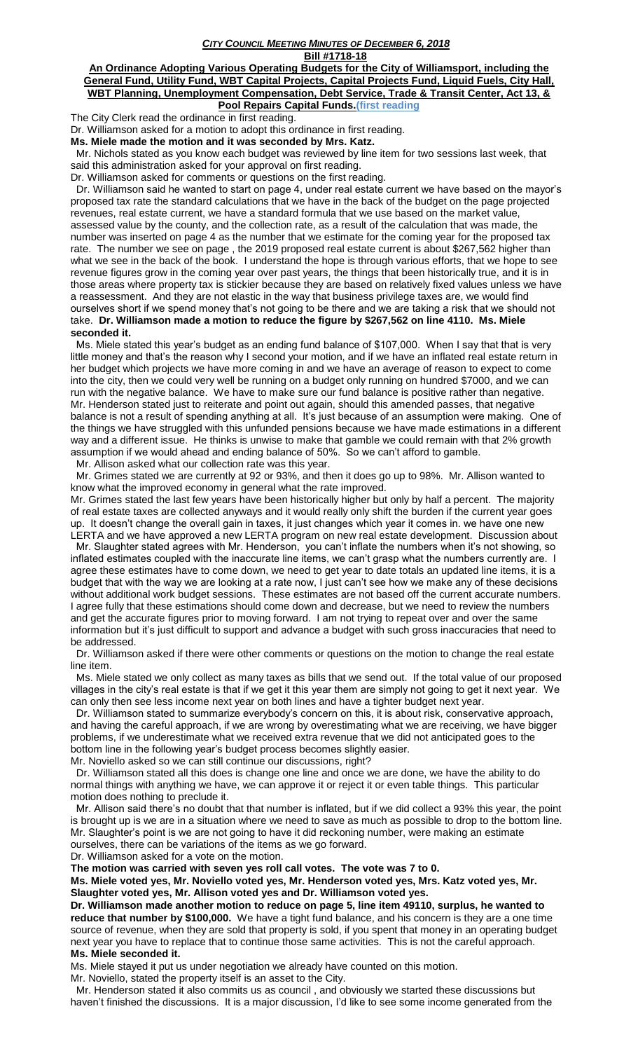***CITY COUNCIL MEETING MINUTES OF DECEMBER 6, 2018***

**Bill #1718-18**

**An Ordinance Adopting Various Operating Budgets for the City of Williamsport, including the General Fund, Utility Fund, WBT Capital Projects, Capital Projects Fund, Liquid Fuels, City Hall, WBT Planning, Unemployment Compensation, Debt Service, Trade & Transit Center, Act 13, & Pool Repairs Capital Funds.**(first reading

The City Clerk read the ordinance in first reading.

Dr. Williamson asked for a motion to adopt this ordinance in first reading.

**Ms. Miele made the motion and it was seconded by Mrs. Katz.**

Mr. Nichols stated as you know each budget was reviewed by line item for two sessions last week, that said this administration asked for your approval on first reading.

Dr. Williamson asked for comments or questions on the first reading.

Dr. Williamson said he wanted to start on page 4, under real estate current we have based on the mayor's proposed tax rate the standard calculations that we have in the back of the budget on the page projected revenues, real estate current, we have a standard formula that we use based on the market value, assessed value by the county, and the collection rate, as a result of the calculation that was made, the number was inserted on page 4 as the number that we estimate for the coming year for the proposed tax rate. The number we see on page , the 2019 proposed real estate current is about $267,562 higher than what we see in the back of the book. I understand the hope is through various efforts, that we hope to see revenue figures grow in the coming year over past years, the things that been historically true, and it is in those areas where property tax is stickier because they are based on relatively fixed values unless we have a reassessment. And they are not elastic in the way that business privilege taxes are, we would find ourselves short if we spend money that's not going to be there and we are taking a risk that we should not take. **Dr. Williamson made a motion to reduce the figure by $267,562 on line 4110. Ms. Miele seconded it.**

Ms. Miele stated this year's budget as an ending fund balance of $107,000. When I say that that is very little money and that's the reason why I second your motion, and if we have an inflated real estate return in her budget which projects we have more coming in and we have an average of reason to expect to come into the city, then we could very well be running on a budget only running on hundred $7000, and we can run with the negative balance. We have to make sure our fund balance is positive rather than negative.

Mr. Henderson stated just to reiterate and point out again, should this amended passes, that negative balance is not a result of spending anything at all. It's just because of an assumption were making. One of the things we have struggled with this unfunded pensions because we have made estimations in a different way and a different issue. He thinks is unwise to make that gamble we could remain with that 2% growth assumption if we would ahead and ending balance of 50%. So we can't afford to gamble.

Mr. Allison asked what our collection rate was this year.

Mr. Grimes stated we are currently at 92 or 93%, and then it does go up to 98%. Mr. Allison wanted to know what the improved economy in general what the rate improved.

Mr. Grimes stated the last few years have been historically higher but only by half a percent. The majority of real estate taxes are collected anyways and it would really only shift the burden if the current year goes up. It doesn't change the overall gain in taxes, it just changes which year it comes in. we have one new LERTA and we have approved a new LERTA program on new real estate development. Discussion about

Mr. Slaughter stated agrees with Mr. Henderson, you can't inflate the numbers when it's not showing, so inflated estimates coupled with the inaccurate line items, we can't grasp what the numbers currently are. I agree these estimates have to come down, we need to get year to date totals an updated line items, it is a budget that with the way we are looking at a rate now, I just can't see how we make any of these decisions without additional work budget sessions. These estimates are not based off the current accurate numbers. I agree fully that these estimations should come down and decrease, but we need to review the numbers and get the accurate figures prior to moving forward. I am not trying to repeat over and over the same information but it's just difficult to support and advance a budget with such gross inaccuracies that need to be addressed.

Dr. Williamson asked if there were other comments or questions on the motion to change the real estate line item.

Ms. Miele stated we only collect as many taxes as bills that we send out. If the total value of our proposed villages in the city's real estate is that if we get it this year them are simply not going to get it next year. We can only then see less income next year on both lines and have a tighter budget next year.

Dr. Williamson stated to summarize everybody's concern on this, it is about risk, conservative approach, and having the careful approach, if we are wrong by overestimating what we are receiving, we have bigger problems, if we underestimate what we received extra revenue that we did not anticipated goes to the bottom line in the following year's budget process becomes slightly easier.

Mr. Noviello asked so we can still continue our discussions, right?

Dr. Williamson stated all this does is change one line and once we are done, we have the ability to do normal things with anything we have, we can approve it or reject it or even table things. This particular motion does nothing to preclude it.

Mr. Allison said there's no doubt that that number is inflated, but if we did collect a 93% this year, the point is brought up is we are in a situation where we need to save as much as possible to drop to the bottom line. Mr. Slaughter's point is we are not going to have it did reckoning number, were making an estimate ourselves, there can be variations of the items as we go forward.

Dr. Williamson asked for a vote on the motion.

**The motion was carried with seven yes roll call votes. The vote was 7 to 0.**

**Ms. Miele voted yes, Mr. Noviello voted yes, Mr. Henderson voted yes, Mrs. Katz voted yes, Mr. Slaughter voted yes, Mr. Allison voted yes and Dr. Williamson voted yes.**

**Dr. Williamson made another motion to reduce on page 5, line item 49110, surplus, he wanted to reduce that number by $100,000.** We have a tight fund balance, and his concern is they are a one time source of revenue, when they are sold that property is sold, if you spent that money in an operating budget next year you have to replace that to continue those same activities. This is not the careful approach. **Ms. Miele seconded it.**

Ms. Miele stayed it put us under negotiation we already have counted on this motion.

Mr. Noviello, stated the property itself is an asset to the City.

Mr. Henderson stated it also commits us as council , and obviously we started these discussions but haven't finished the discussions. It is a major discussion, I'd like to see some income generated from the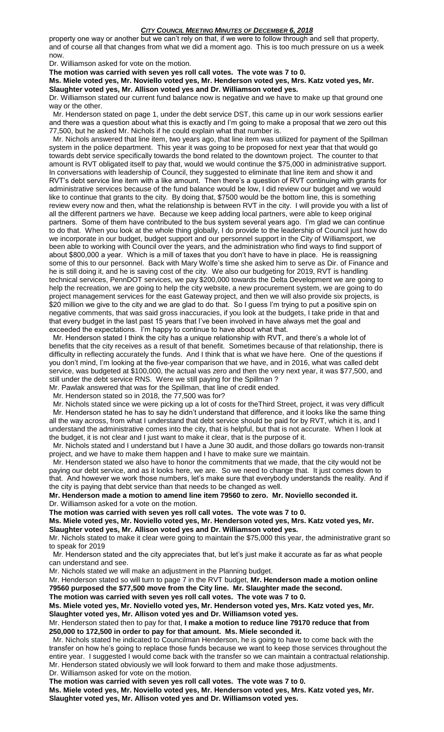property one way or another but we can't rely on that, if we were to follow through and sell that property, and of course all that changes from what we did a moment ago. This is too much pressure on us a week now.

Dr. Williamson asked for vote on the motion.

**The motion was carried with seven yes roll call votes. The vote was 7 to 0.**

**Ms. Miele voted yes, Mr. Noviello voted yes, Mr. Henderson voted yes, Mrs. Katz voted yes, Mr. Slaughter voted yes, Mr. Allison voted yes and Dr. Williamson voted yes.**

Dr. Williamson stated our current fund balance now is negative and we have to make up that ground one way or the other.

Mr. Henderson stated on page 1, under the debt service DST, this came up in our work sessions earlier and there was a question about what this is exactly and I'm going to make a proposal that we zero out this 77,500, but he asked Mr. Nichols if he could explain what that number is.

Mr. Nichols answered that line item, two years ago, that line item was utilized for payment of the Spillman system in the police department. This year it was going to be proposed for next year that that would go towards debt service specifically towards the bond related to the downtown project. The counter to that amount is RVT obligated itself to pay that, would we would continue the $75,000 in administrative support. In conversations with leadership of Council, they suggested to eliminate that line item and show it and RVT's debt service line item with a like amount. Then there's a question of RVT continuing with grants for administrative services because of the fund balance would be low, I did review our budget and we would like to continue that grants to the city. By doing that, $7500 would be the bottom line, this is something review every now and then, what the relationship is between RVT in the city. I will provide you with a list of all the different partners we have. Because we keep adding local partners, were able to keep original partners. Some of them have contributed to the bus system several years ago. I'm glad we can continue to do that. When you look at the whole thing globally, I do provide to the leadership of Council just how do we incorporate in our budget, budget support and our personnel support in the City of Williamsport, we been able to working with Council over the years, and the administration who find ways to find support of about $800,000 a year. Which is a mill of taxes that you don't have to have in place. He is reassigning some of this to our personnel. Back with Mary Wolfe's time she asked him to serve as Dir. of Finance and he is still doing it, and he is saving cost of the city. We also our budgeting for 2019, RVT is handling technical services, PennDOT services, we pay $200,000 towards the Delta Development we are going to help the recreation, we are going to help the city website, a new procurement system, we are going to do project management services for the east Gateway project, and then we will also provide six projects, is $20 million we give to the city and we are glad to do that. So I guess I'm trying to put a positive spin on negative comments, that was said gross inaccuracies, if you look at the budgets, I take pride in that and that every budget in the last past 15 years that I've been involved in have always met the goal and exceeded the expectations. I'm happy to continue to have about what that.

Mr. Henderson stated I think the city has a unique relationship with RVT, and there's a whole lot of benefits that the city receives as a result of that benefit. Sometimes because of that relationship, there is difficulty in reflecting accurately the funds. And I think that is what we have here. One of the questions if you don't mind, I'm looking at the five-year comparison that we have, and in 2016, what was called debt service, was budgeted at $100,000, the actual was zero and then the very next year, it was $77,500, and still under the debt service RNS. Were we still paying for the Spillman ?

Mr. Pawlak answered that was for the Spillman, that line of credit ended.

Mr. Henderson stated so in 2018, the 77,500 was for?

Mr. Nichols stated since we were picking up a lot of costs for theThird Street, project, it was very difficult

Mr. Henderson stated he has to say he didn't understand that difference, and it looks like the same thing all the way across, from what I understand that debt service should be paid for by RVT, which it is, and I understand the administrative comes into the city, that is helpful, but that is not accurate. When I look at the budget, it is not clear and I just want to make it clear, that is the purpose of it.

Mr. Nichols stated and I understand but I have a June 30 audit, and those dollars go towards non-transit project, and we have to make them happen and I have to make sure we maintain.

Mr. Henderson stated we also have to honor the commitments that we made, that the city would not be paying our debt service, and as it looks here, we are. So we need to change that. It just comes down to that. And however we work those numbers, let's make sure that everybody understands the reality. And if the city is paying that debt service than that needs to be changed as well.

**Mr. Henderson made a motion to amend line item 79560 to zero. Mr. Noviello seconded it.**

Dr. Williamson asked for a vote on the motion.

**The motion was carried with seven yes roll call votes. The vote was 7 to 0.**

**Ms. Miele voted yes, Mr. Noviello voted yes, Mr. Henderson voted yes, Mrs. Katz voted yes, Mr. Slaughter voted yes, Mr. Allison voted yes and Dr. Williamson voted yes.**

Mr. Nichols stated to make it clear were going to maintain the $75,000 this year, the administrative grant so to speak for 2019

Mr. Henderson stated and the city appreciates that, but let's just make it accurate as far as what people can understand and see.

Mr. Nichols stated we will make an adjustment in the Planning budget.

Mr. Henderson stated so will turn to page 7 in the RVT budget, **Mr. Henderson made a motion online 79560 purposed the $77,500 move from the City line. Mr. Slaughter made the second.**

**The motion was carried with seven yes roll call votes. The vote was 7 to 0.**

**Ms. Miele voted yes, Mr. Noviello voted yes, Mr. Henderson voted yes, Mrs. Katz voted yes, Mr. Slaughter voted yes, Mr. Allison voted yes and Dr. Williamson voted yes.**

Mr. Henderson stated then to pay for that, **I make a motion to reduce line 79170 reduce that from 250,000 to 172,500 in order to pay for that amount. Ms. Miele seconded it.**

Mr. Nichols stated he indicated to Councilman Henderson, he is going to have to come back with the transfer on how he's going to replace those funds because we want to keep those services throughout the entire year. I suggested I would come back with the transfer so we can maintain a contractual relationship.

Mr. Henderson stated obviously we will look forward to them and make those adjustments.

Dr. Williamson asked for vote on the motion.

**The motion was carried with seven yes roll call votes. The vote was 7 to 0.**

**Ms. Miele voted yes, Mr. Noviello voted yes, Mr. Henderson voted yes, Mrs. Katz voted yes, Mr. Slaughter voted yes, Mr. Allison voted yes and Dr. Williamson voted yes.**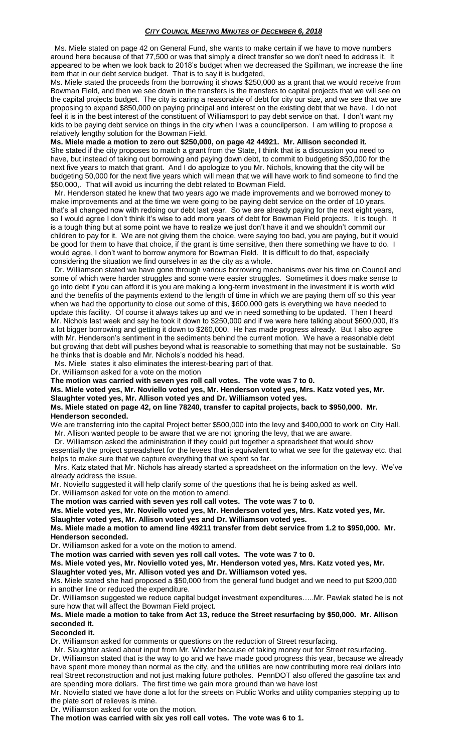Ms. Miele stated on page 42 on General Fund, she wants to make certain if we have to move numbers around here because of that 77,500 or was that simply a direct transfer so we don't need to address it. It appeared to be when we look back to 2018's budget when we decreased the Spillman, we increase the line item that in our debt service budget. That is to say it is budgeted,

Ms. Miele stated the proceeds from the borrowing it shows $250,000 as a grant that we would receive from Bowman Field, and then we see down in the transfers is the transfers to capital projects that we will see on the capital projects budget. The city is caring a reasonable of debt for city our size, and we see that we are proposing to expand $850,000 on paying principal and interest on the existing debt that we have. I do not feel it is in the best interest of the constituent of Williamsport to pay debt service on that. I don't want my kids to be paying debt service on things in the city when I was a councilperson. I am willing to propose a relatively lengthy solution for the Bowman Field.

**Ms. Miele made a motion to zero out $250,000, on page 42 44921. Mr. Allison seconded it.**
She stated if the city proposes to match a grant from the State, I think that is a discussion you need to have, but instead of taking out borrowing and paying down debt, to commit to budgeting $50,000 for the next five years to match that grant. And I do apologize to you Mr. Nichols, knowing that the city will be budgeting 50,000 for the next five years which will mean that we will have work to find someone to find the $50,000,. That will avoid us incurring the debt related to Bowman Field.

Mr. Henderson stated he knew that two years ago we made improvements and we borrowed money to make improvements and at the time we were going to be paying debt service on the order of 10 years, that's all changed now with redoing our debt last year. So we are already paying for the next eight years, so I would agree I don't think it's wise to add more years of debt for Bowman Field projects. It is tough. It is a tough thing but at some point we have to realize we just don't have it and we shouldn't commit our children to pay for it. We are not giving them the choice, were saying too bad, you are paying, but it would be good for them to have that choice, if the grant is time sensitive, then there something we have to do. I would agree, I don't want to borrow anymore for Bowman Field. It is difficult to do that, especially considering the situation we find ourselves in as the city as a whole.

Dr. Williamson stated we have gone through various borrowing mechanisms over his time on Council and some of which were harder struggles and some were easier struggles. Sometimes it does make sense to go into debt if you can afford it is you are making a long-term investment in the investment it is worth wild and the benefits of the payments extend to the length of time in which we are paying them off so this year when we had the opportunity to close out some of this, $600,000 gets is everything we have needed to update this facility. Of course it always takes up and we in need something to be updated. Then I heard Mr. Nichols last week and say he took it down to $250,000 and if we were here talking about $600,000, it's a lot bigger borrowing and getting it down to $260,000. He has made progress already. But I also agree with Mr. Henderson's sentiment in the sediments behind the current motion. We have a reasonable debt but growing that debt will pushes beyond what is reasonable to something that may not be sustainable. So he thinks that is doable and Mr. Nichols's nodded his head.

Ms. Miele states it also eliminates the interest-bearing part of that.

Dr. Williamson asked for a vote on the motion

**The motion was carried with seven yes roll call votes. The vote was 7 to 0.**

**Ms. Miele voted yes, Mr. Noviello voted yes, Mr. Henderson voted yes, Mrs. Katz voted yes, Mr. Slaughter voted yes, Mr. Allison voted yes and Dr. Williamson voted yes.**

**Ms. Miele stated on page 42, on line 78240, transfer to capital projects, back to $950,000. Mr. Henderson seconded.**

We are transferring into the capital Project better $500,000 into the levy and $400,000 to work on City Hall.
Mr. Allison wanted people to be aware that we are not ignoring the levy, that we are aware.

Dr. Williamson asked the administration if they could put together a spreadsheet that would show essentially the project spreadsheet for the levees that is equivalent to what we see for the gateway etc. that helps to make sure that we capture everything that we spent so far.

Mrs. Katz stated that Mr. Nichols has already started a spreadsheet on the information on the levy. We've already address the issue.

Mr. Noviello suggested it will help clarify some of the questions that he is being asked as well.

Dr. Williamson asked for vote on the motion to amend.

**The motion was carried with seven yes roll call votes. The vote was 7 to 0.**

**Ms. Miele voted yes, Mr. Noviello voted yes, Mr. Henderson voted yes, Mrs. Katz voted yes, Mr. Slaughter voted yes, Mr. Allison voted yes and Dr. Williamson voted yes.**

**Ms. Miele made a motion to amend line 49211 transfer from debt service from 1.2 to $950,000. Mr. Henderson seconded.**

Dr. Williamson asked for a vote on the motion to amend.

**The motion was carried with seven yes roll call votes. The vote was 7 to 0.**

**Ms. Miele voted yes, Mr. Noviello voted yes, Mr. Henderson voted yes, Mrs. Katz voted yes, Mr. Slaughter voted yes, Mr. Allison voted yes and Dr. Williamson voted yes.**

Ms. Miele stated she had proposed a $50,000 from the general fund budget and we need to put $200,000 in another line or reduced the expenditure.

Dr. Williamson suggested we reduce capital budget investment expenditures…..Mr. Pawlak stated he is not sure how that will affect the Bowman Field project.

**Ms. Miele made a motion to take from Act 13, reduce the Street resurfacing by $50,000. Mr. Allison seconded it.**

**Seconded it.**

Dr. Williamson asked for comments or questions on the reduction of Street resurfacing.

Mr. Slaughter asked about input from Mr. Winder because of taking money out for Street resurfacing.

Dr. Williamson stated that is the way to go and we have made good progress this year, because we already have spent more money than normal as the city, and the utilities are now contributing more real dollars into real Street reconstruction and not just making future potholes. PennDOT also offered the gasoline tax and are spending more dollars. The first time we gain more ground than we have lost

Mr. Noviello stated we have done a lot for the streets on Public Works and utility companies stepping up to the plate sort of relieves is mine.

Dr. Williamson asked for vote on the motion.

**The motion was carried with six yes roll call votes. The vote was 6 to 1.**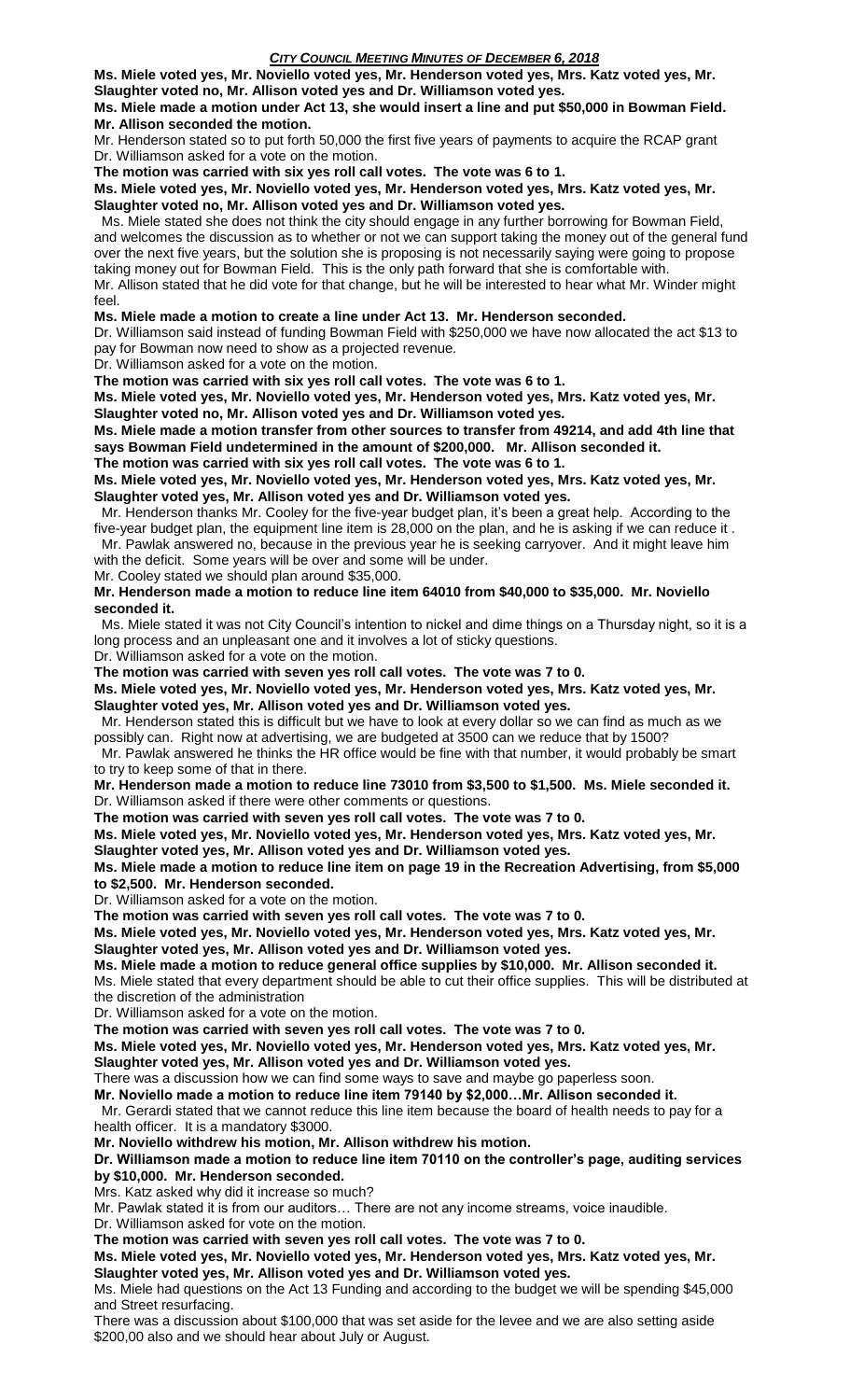**Ms. Miele voted yes, Mr. Noviello voted yes, Mr. Henderson voted yes, Mrs. Katz voted yes, Mr. Slaughter voted no, Mr. Allison voted yes and Dr. Williamson voted yes.**

**Ms. Miele made a motion under Act 13, she would insert a line and put $50,000 in Bowman Field. Mr. Allison seconded the motion.**

Mr. Henderson stated so to put forth 50,000 the first five years of payments to acquire the RCAP grant

Dr. Williamson asked for a vote on the motion.

**The motion was carried with six yes roll call votes. The vote was 6 to 1.**

**Ms. Miele voted yes, Mr. Noviello voted yes, Mr. Henderson voted yes, Mrs. Katz voted yes, Mr. Slaughter voted no, Mr. Allison voted yes and Dr. Williamson voted yes.**

Ms. Miele stated she does not think the city should engage in any further borrowing for Bowman Field, and welcomes the discussion as to whether or not we can support taking the money out of the general fund over the next five years, but the solution she is proposing is not necessarily saying were going to propose taking money out for Bowman Field. This is the only path forward that she is comfortable with.

Mr. Allison stated that he did vote for that change, but he will be interested to hear what Mr. Winder might feel.

**Ms. Miele made a motion to create a line under Act 13. Mr. Henderson seconded.**

Dr. Williamson said instead of funding Bowman Field with $250,000 we have now allocated the act $13 to pay for Bowman now need to show as a projected revenue.

Dr. Williamson asked for a vote on the motion.

**The motion was carried with six yes roll call votes. The vote was 6 to 1.**

**Ms. Miele voted yes, Mr. Noviello voted yes, Mr. Henderson voted yes, Mrs. Katz voted yes, Mr. Slaughter voted no, Mr. Allison voted yes and Dr. Williamson voted yes.**

**Ms. Miele made a motion transfer from other sources to transfer from 49214, and add 4th line that says Bowman Field undetermined in the amount of $200,000. Mr. Allison seconded it.**

**The motion was carried with six yes roll call votes. The vote was 6 to 1.**

**Ms. Miele voted yes, Mr. Noviello voted yes, Mr. Henderson voted yes, Mrs. Katz voted yes, Mr. Slaughter voted yes, Mr. Allison voted yes and Dr. Williamson voted yes.**

Mr. Henderson thanks Mr. Cooley for the five-year budget plan, it's been a great help. According to the five-year budget plan, the equipment line item is 28,000 on the plan, and he is asking if we can reduce it .

Mr. Pawlak answered no, because in the previous year he is seeking carryover. And it might leave him with the deficit. Some years will be over and some will be under.

Mr. Cooley stated we should plan around $35,000.

**Mr. Henderson made a motion to reduce line item 64010 from $40,000 to $35,000. Mr. Noviello seconded it.**

Ms. Miele stated it was not City Council's intention to nickel and dime things on a Thursday night, so it is a long process and an unpleasant one and it involves a lot of sticky questions.

Dr. Williamson asked for a vote on the motion.

**The motion was carried with seven yes roll call votes. The vote was 7 to 0.**

**Ms. Miele voted yes, Mr. Noviello voted yes, Mr. Henderson voted yes, Mrs. Katz voted yes, Mr. Slaughter voted yes, Mr. Allison voted yes and Dr. Williamson voted yes.**

Mr. Henderson stated this is difficult but we have to look at every dollar so we can find as much as we possibly can. Right now at advertising, we are budgeted at 3500 can we reduce that by 1500?

Mr. Pawlak answered he thinks the HR office would be fine with that number, it would probably be smart to try to keep some of that in there.

**Mr. Henderson made a motion to reduce line 73010 from $3,500 to $1,500. Ms. Miele seconded it.**

Dr. Williamson asked if there were other comments or questions.

**The motion was carried with seven yes roll call votes. The vote was 7 to 0.**

**Ms. Miele voted yes, Mr. Noviello voted yes, Mr. Henderson voted yes, Mrs. Katz voted yes, Mr. Slaughter voted yes, Mr. Allison voted yes and Dr. Williamson voted yes.**

**Ms. Miele made a motion to reduce line item on page 19 in the Recreation Advertising, from $5,000 to $2,500. Mr. Henderson seconded.**

Dr. Williamson asked for a vote on the motion.

**The motion was carried with seven yes roll call votes. The vote was 7 to 0.**

**Ms. Miele voted yes, Mr. Noviello voted yes, Mr. Henderson voted yes, Mrs. Katz voted yes, Mr. Slaughter voted yes, Mr. Allison voted yes and Dr. Williamson voted yes.**

**Ms. Miele made a motion to reduce general office supplies by $10,000. Mr. Allison seconded it.**

Ms. Miele stated that every department should be able to cut their office supplies. This will be distributed at the discretion of the administration

Dr. Williamson asked for a vote on the motion.

**The motion was carried with seven yes roll call votes. The vote was 7 to 0.**

**Ms. Miele voted yes, Mr. Noviello voted yes, Mr. Henderson voted yes, Mrs. Katz voted yes, Mr. Slaughter voted yes, Mr. Allison voted yes and Dr. Williamson voted yes.**

There was a discussion how we can find some ways to save and maybe go paperless soon.

**Mr. Noviello made a motion to reduce line item 79140 by $2,000…Mr. Allison seconded it.**

Mr. Gerardi stated that we cannot reduce this line item because the board of health needs to pay for a health officer. It is a mandatory $3000.

**Mr. Noviello withdrew his motion, Mr. Allison withdrew his motion.**

**Dr. Williamson made a motion to reduce line item 70110 on the controller's page, auditing services by $10,000. Mr. Henderson seconded.**

Mrs. Katz asked why did it increase so much?

Mr. Pawlak stated it is from our auditors… There are not any income streams, voice inaudible.

Dr. Williamson asked for vote on the motion.

**The motion was carried with seven yes roll call votes. The vote was 7 to 0.**

**Ms. Miele voted yes, Mr. Noviello voted yes, Mr. Henderson voted yes, Mrs. Katz voted yes, Mr. Slaughter voted yes, Mr. Allison voted yes and Dr. Williamson voted yes.**

Ms. Miele had questions on the Act 13 Funding and according to the budget we will be spending $45,000 and Street resurfacing.

There was a discussion about $100,000 that was set aside for the levee and we are also setting aside $200,00 also and we should hear about July or August.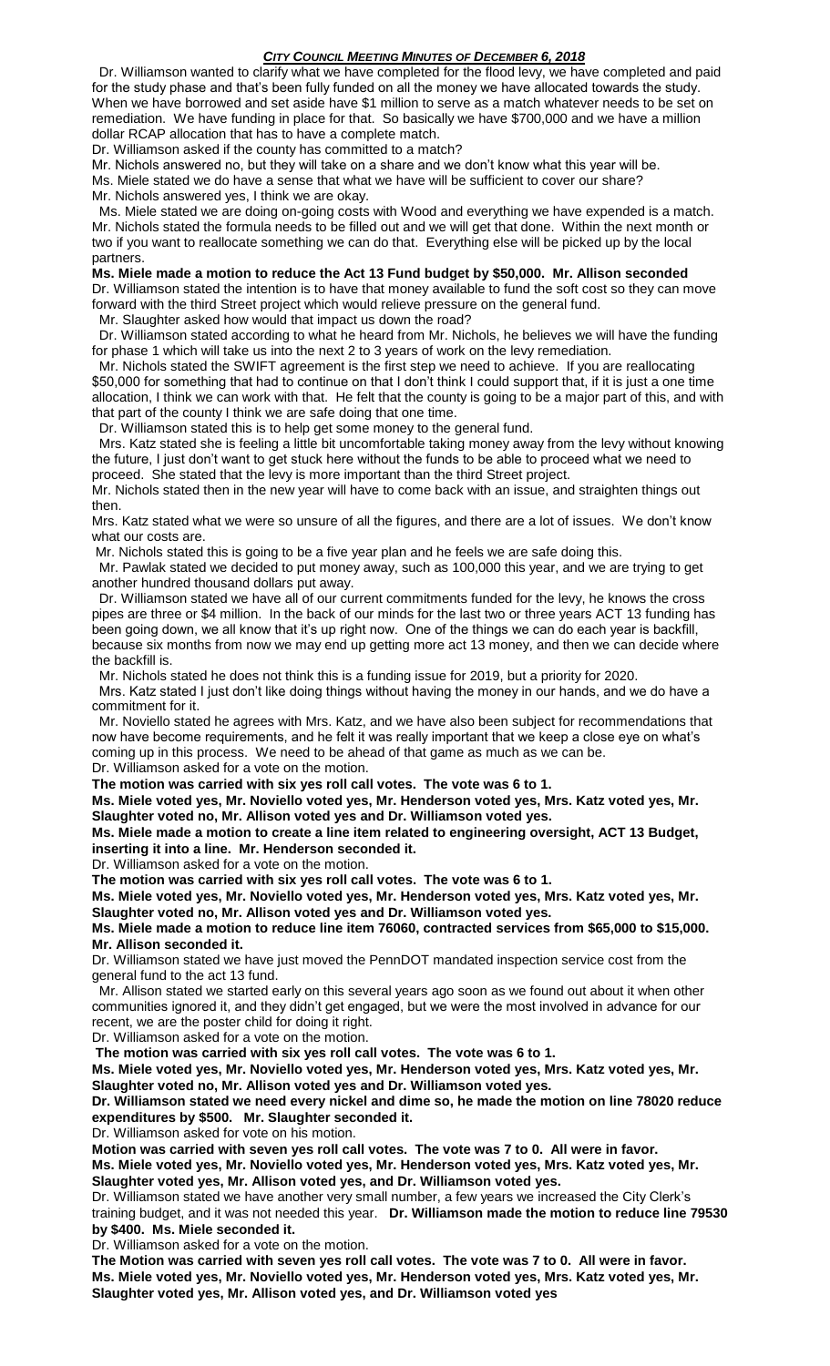Dr. Williamson wanted to clarify what we have completed for the flood levy, we have completed and paid for the study phase and that's been fully funded on all the money we have allocated towards the study. When we have borrowed and set aside have $1 million to serve as a match whatever needs to be set on remediation. We have funding in place for that. So basically we have $700,000 and we have a million dollar RCAP allocation that has to have a complete match.

Dr. Williamson asked if the county has committed to a match?

Mr. Nichols answered no, but they will take on a share and we don't know what this year will be.

Ms. Miele stated we do have a sense that what we have will be sufficient to cover our share?

Mr. Nichols answered yes, I think we are okay.

Ms. Miele stated we are doing on-going costs with Wood and everything we have expended is a match.

Mr. Nichols stated the formula needs to be filled out and we will get that done. Within the next month or two if you want to reallocate something we can do that. Everything else will be picked up by the local partners.

**Ms. Miele made a motion to reduce the Act 13 Fund budget by $50,000. Mr. Allison seconded**

Dr. Williamson stated the intention is to have that money available to fund the soft cost so they can move forward with the third Street project which would relieve pressure on the general fund.

Mr. Slaughter asked how would that impact us down the road?

Dr. Williamson stated according to what he heard from Mr. Nichols, he believes we will have the funding for phase 1 which will take us into the next 2 to 3 years of work on the levy remediation.

Mr. Nichols stated the SWIFT agreement is the first step we need to achieve. If you are reallocating $50,000 for something that had to continue on that I don't think I could support that, if it is just a one time allocation, I think we can work with that. He felt that the county is going to be a major part of this, and with that part of the county I think we are safe doing that one time.

Dr. Williamson stated this is to help get some money to the general fund.

Mrs. Katz stated she is feeling a little bit uncomfortable taking money away from the levy without knowing the future, I just don't want to get stuck here without the funds to be able to proceed what we need to proceed. She stated that the levy is more important than the third Street project.

Mr. Nichols stated then in the new year will have to come back with an issue, and straighten things out then.

Mrs. Katz stated what we were so unsure of all the figures, and there are a lot of issues. We don't know what our costs are.

Mr. Nichols stated this is going to be a five year plan and he feels we are safe doing this.

Mr. Pawlak stated we decided to put money away, such as 100,000 this year, and we are trying to get another hundred thousand dollars put away.

Dr. Williamson stated we have all of our current commitments funded for the levy, he knows the cross pipes are three or $4 million. In the back of our minds for the last two or three years ACT 13 funding has been going down, we all know that it's up right now. One of the things we can do each year is backfill, because six months from now we may end up getting more act 13 money, and then we can decide where the backfill is.

Mr. Nichols stated he does not think this is a funding issue for 2019, but a priority for 2020.

Mrs. Katz stated I just don't like doing things without having the money in our hands, and we do have a commitment for it.

Mr. Noviello stated he agrees with Mrs. Katz, and we have also been subject for recommendations that now have become requirements, and he felt it was really important that we keep a close eye on what's coming up in this process. We need to be ahead of that game as much as we can be.

Dr. Williamson asked for a vote on the motion.

**The motion was carried with six yes roll call votes. The vote was 6 to 1.**

**Ms. Miele voted yes, Mr. Noviello voted yes, Mr. Henderson voted yes, Mrs. Katz voted yes, Mr. Slaughter voted no, Mr. Allison voted yes and Dr. Williamson voted yes.**

**Ms. Miele made a motion to create a line item related to engineering oversight, ACT 13 Budget, inserting it into a line. Mr. Henderson seconded it.**

Dr. Williamson asked for a vote on the motion.

**The motion was carried with six yes roll call votes. The vote was 6 to 1.**

**Ms. Miele voted yes, Mr. Noviello voted yes, Mr. Henderson voted yes, Mrs. Katz voted yes, Mr. Slaughter voted no, Mr. Allison voted yes and Dr. Williamson voted yes.**

**Ms. Miele made a motion to reduce line item 76060, contracted services from $65,000 to $15,000. Mr. Allison seconded it.**

Dr. Williamson stated we have just moved the PennDOT mandated inspection service cost from the general fund to the act 13 fund.

Mr. Allison stated we started early on this several years ago soon as we found out about it when other communities ignored it, and they didn't get engaged, but we were the most involved in advance for our recent, we are the poster child for doing it right.

Dr. Williamson asked for a vote on the motion.

**The motion was carried with six yes roll call votes. The vote was 6 to 1.**

**Ms. Miele voted yes, Mr. Noviello voted yes, Mr. Henderson voted yes, Mrs. Katz voted yes, Mr. Slaughter voted no, Mr. Allison voted yes and Dr. Williamson voted yes.**

**Dr. Williamson stated we need every nickel and dime so, he made the motion on line 78020 reduce expenditures by $500. Mr. Slaughter seconded it.**

Dr. Williamson asked for vote on his motion.

**Motion was carried with seven yes roll call votes. The vote was 7 to 0. All were in favor.**

**Ms. Miele voted yes, Mr. Noviello voted yes, Mr. Henderson voted yes, Mrs. Katz voted yes, Mr. Slaughter voted yes, Mr. Allison voted yes, and Dr. Williamson voted yes.**

Dr. Williamson stated we have another very small number, a few years we increased the City Clerk's training budget, and it was not needed this year. **Dr. Williamson made the motion to reduce line 79530 by $400. Ms. Miele seconded it.**

Dr. Williamson asked for a vote on the motion.

**The Motion was carried with seven yes roll call votes. The vote was 7 to 0. All were in favor.**

**Ms. Miele voted yes, Mr. Noviello voted yes, Mr. Henderson voted yes, Mrs. Katz voted yes, Mr. Slaughter voted yes, Mr. Allison voted yes, and Dr. Williamson voted yes**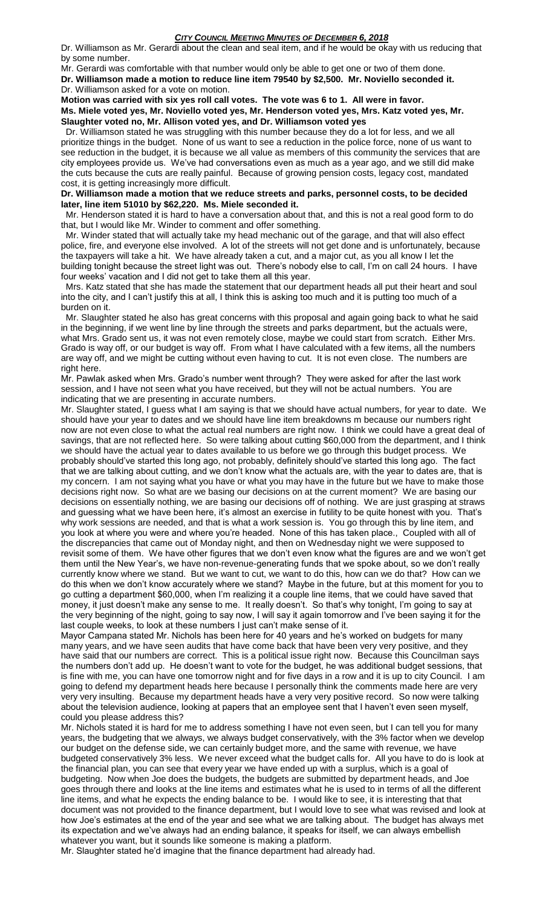Dr. Williamson as Mr. Gerardi about the clean and seal item, and if he would be okay with us reducing that by some number.

Mr. Gerardi was comfortable with that number would only be able to get one or two of them done.

**Dr. Williamson made a motion to reduce line item 79540 by $2,500. Mr. Noviello seconded it.**

Dr. Williamson asked for a vote on motion.

**Motion was carried with six yes roll call votes. The vote was 6 to 1. All were in favor. Ms. Miele voted yes, Mr. Noviello voted yes, Mr. Henderson voted yes, Mrs. Katz voted yes, Mr. Slaughter voted no, Mr. Allison voted yes, and Dr. Williamson voted yes**

Dr. Williamson stated he was struggling with this number because they do a lot for less, and we all prioritize things in the budget. None of us want to see a reduction in the police force, none of us want to see reduction in the budget, it is because we all value as members of this community the services that are city employees provide us. We've had conversations even as much as a year ago, and we still did make the cuts because the cuts are really painful. Because of growing pension costs, legacy cost, mandated cost, it is getting increasingly more difficult.

**Dr. Williamson made a motion that we reduce streets and parks, personnel costs, to be decided later, line item 51010 by $62,220. Ms. Miele seconded it.**

Mr. Henderson stated it is hard to have a conversation about that, and this is not a real good form to do that, but I would like Mr. Winder to comment and offer something.

Mr. Winder stated that will actually take my head mechanic out of the garage, and that will also effect police, fire, and everyone else involved. A lot of the streets will not get done and is unfortunately, because the taxpayers will take a hit. We have already taken a cut, and a major cut, as you all know I let the building tonight because the street light was out. There's nobody else to call, I'm on call 24 hours. I have four weeks' vacation and I did not get to take them all this year.

Mrs. Katz stated that she has made the statement that our department heads all put their heart and soul into the city, and I can't justify this at all, I think this is asking too much and it is putting too much of a burden on it.

Mr. Slaughter stated he also has great concerns with this proposal and again going back to what he said in the beginning, if we went line by line through the streets and parks department, but the actuals were, what Mrs. Grado sent us, it was not even remotely close, maybe we could start from scratch. Either Mrs. Grado is way off, or our budget is way off. From what I have calculated with a few items, all the numbers are way off, and we might be cutting without even having to cut. It is not even close. The numbers are right here.

Mr. Pawlak asked when Mrs. Grado's number went through? They were asked for after the last work session, and I have not seen what you have received, but they will not be actual numbers. You are indicating that we are presenting in accurate numbers.

Mr. Slaughter stated, I guess what I am saying is that we should have actual numbers, for year to date. We should have your year to dates and we should have line item breakdowns m because our numbers right now are not even close to what the actual real numbers are right now. I think we could have a great deal of savings, that are not reflected here. So were talking about cutting $60,000 from the department, and I think we should have the actual year to dates available to us before we go through this budget process. We probably should've started this long ago, not probably, definitely should've started this long ago. The fact that we are talking about cutting, and we don't know what the actuals are, with the year to dates are, that is my concern. I am not saying what you have or what you may have in the future but we have to make those decisions right now. So what are we basing our decisions on at the current moment? We are basing our decisions on essentially nothing, we are basing our decisions off of nothing. We are just grasping at straws and guessing what we have been here, it's almost an exercise in futility to be quite honest with you. That's why work sessions are needed, and that is what a work session is. You go through this by line item, and you look at where you were and where you're headed. None of this has taken place., Coupled with all of the discrepancies that came out of Monday night, and then on Wednesday night we were supposed to revisit some of them. We have other figures that we don't even know what the figures are and we won't get them until the New Year's, we have non-revenue-generating funds that we spoke about, so we don't really currently know where we stand. But we want to cut, we want to do this, how can we do that? How can we do this when we don't know accurately where we stand? Maybe in the future, but at this moment for you to go cutting a department $60,000, when I'm realizing it a couple line items, that we could have saved that money, it just doesn't make any sense to me. It really doesn't. So that's why tonight, I'm going to say at the very beginning of the night, going to say now, I will say it again tomorrow and I've been saying it for the last couple weeks, to look at these numbers I just can't make sense of it.

Mayor Campana stated Mr. Nichols has been here for 40 years and he's worked on budgets for many many years, and we have seen audits that have come back that have been very very positive, and they have said that our numbers are correct. This is a political issue right now. Because this Councilman says the numbers don't add up. He doesn't want to vote for the budget, he was additional budget sessions, that is fine with me, you can have one tomorrow night and for five days in a row and it is up to city Council. I am going to defend my department heads here because I personally think the comments made here are very very very insulting. Because my department heads have a very very positive record. So now were talking about the television audience, looking at papers that an employee sent that I haven't even seen myself, could you please address this?

Mr. Nichols stated it is hard for me to address something I have not even seen, but I can tell you for many years, the budgeting that we always, we always budget conservatively, with the 3% factor when we develop our budget on the defense side, we can certainly budget more, and the same with revenue, we have budgeted conservatively 3% less. We never exceed what the budget calls for. All you have to do is look at the financial plan, you can see that every year we have ended up with a surplus, which is a goal of budgeting. Now when Joe does the budgets, the budgets are submitted by department heads, and Joe goes through there and looks at the line items and estimates what he is used to in terms of all the different line items, and what he expects the ending balance to be. I would like to see, it is interesting that that document was not provided to the finance department, but I would love to see what was revised and look at how Joe's estimates at the end of the year and see what we are talking about. The budget has always met its expectation and we've always had an ending balance, it speaks for itself, we can always embellish whatever you want, but it sounds like someone is making a platform.

Mr. Slaughter stated he'd imagine that the finance department had already had.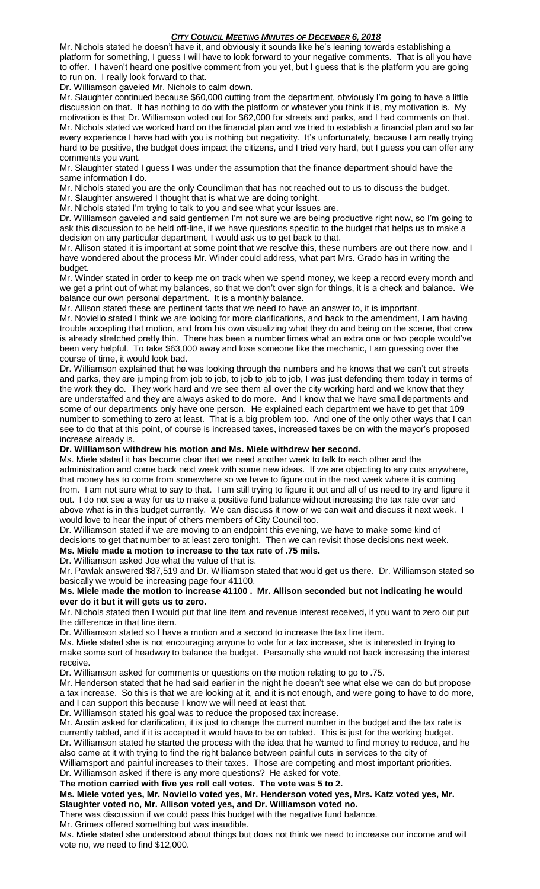Mr. Nichols stated he doesn't have it, and obviously it sounds like he's leaning towards establishing a platform for something, I guess I will have to look forward to your negative comments. That is all you have to offer. I haven't heard one positive comment from you yet, but I guess that is the platform you are going to run on. I really look forward to that.

Dr. Williamson gaveled Mr. Nichols to calm down.

Mr. Slaughter continued because $60,000 cutting from the department, obviously I'm going to have a little discussion on that. It has nothing to do with the platform or whatever you think it is, my motivation is. My motivation is that Dr. Williamson voted out for $62,000 for streets and parks, and I had comments on that.

Mr. Nichols stated we worked hard on the financial plan and we tried to establish a financial plan and so far every experience I have had with you is nothing but negativity. It's unfortunately, because I am really trying hard to be positive, the budget does impact the citizens, and I tried very hard, but I guess you can offer any comments you want.

Mr. Slaughter stated I guess I was under the assumption that the finance department should have the same information I do.

Mr. Nichols stated you are the only Councilman that has not reached out to us to discuss the budget.

Mr. Slaughter answered I thought that is what we are doing tonight.

Mr. Nichols stated I'm trying to talk to you and see what your issues are.

Dr. Williamson gaveled and said gentlemen I'm not sure we are being productive right now, so I'm going to ask this discussion to be held off-line, if we have questions specific to the budget that helps us to make a decision on any particular department, I would ask us to get back to that.

Mr. Allison stated it is important at some point that we resolve this, these numbers are out there now, and I have wondered about the process Mr. Winder could address, what part Mrs. Grado has in writing the budget.

Mr. Winder stated in order to keep me on track when we spend money, we keep a record every month and we get a print out of what my balances, so that we don't over sign for things, it is a check and balance. We balance our own personal department. It is a monthly balance.

Mr. Allison stated these are pertinent facts that we need to have an answer to, it is important.

Mr. Noviello stated I think we are looking for more clarifications, and back to the amendment, I am having trouble accepting that motion, and from his own visualizing what they do and being on the scene, that crew is already stretched pretty thin. There has been a number times what an extra one or two people would've been very helpful. To take $63,000 away and lose someone like the mechanic, I am guessing over the course of time, it would look bad.

Dr. Williamson explained that he was looking through the numbers and he knows that we can't cut streets and parks, they are jumping from job to job, to job to job to job, I was just defending them today in terms of the work they do. They work hard and we see them all over the city working hard and we know that they are understaffed and they are always asked to do more. And I know that we have small departments and some of our departments only have one person. He explained each department we have to get that 109 number to something to zero at least. That is a big problem too. And one of the only other ways that I can see to do that at this point, of course is increased taxes, increased taxes be on with the mayor's proposed increase already is.

**Dr. Williamson withdrew his motion and Ms. Miele withdrew her second.**

Ms. Miele stated it has become clear that we need another week to talk to each other and the administration and come back next week with some new ideas. If we are objecting to any cuts anywhere, that money has to come from somewhere so we have to figure out in the next week where it is coming from. I am not sure what to say to that. I am still trying to figure it out and all of us need to try and figure it out. I do not see a way for us to make a positive fund balance without increasing the tax rate over and above what is in this budget currently. We can discuss it now or we can wait and discuss it next week. I would love to hear the input of others members of City Council too.

Dr. Williamson stated if we are moving to an endpoint this evening, we have to make some kind of decisions to get that number to at least zero tonight. Then we can revisit those decisions next week.

**Ms. Miele made a motion to increase to the tax rate of .75 mils.**

Dr. Williamson asked Joe what the value of that is.

Mr. Pawlak answered $87,519 and Dr. Williamson stated that would get us there. Dr. Williamson stated so basically we would be increasing page four 41100.

**Ms. Miele made the motion to increase 41100 . Mr. Allison seconded but not indicating he would ever do it but it will gets us to zero.**

Mr. Nichols stated then I would put that line item and revenue interest received**,** if you want to zero out put the difference in that line item.

Dr. Williamson stated so I have a motion and a second to increase the tax line item.

Ms. Miele stated she is not encouraging anyone to vote for a tax increase, she is interested in trying to make some sort of headway to balance the budget. Personally she would not back increasing the interest receive.

Dr. Williamson asked for comments or questions on the motion relating to go to .75.

Mr. Henderson stated that he had said earlier in the night he doesn't see what else we can do but propose a tax increase. So this is that we are looking at it, and it is not enough, and were going to have to do more, and I can support this because I know we will need at least that.

Dr. Williamson stated his goal was to reduce the proposed tax increase.

Mr. Austin asked for clarification, it is just to change the current number in the budget and the tax rate is currently tabled, and if it is accepted it would have to be on tabled. This is just for the working budget.

Dr. Williamson stated he started the process with the idea that he wanted to find money to reduce, and he also came at it with trying to find the right balance between painful cuts in services to the city of Williamsport and painful increases to their taxes. Those are competing and most important priorities.

Dr. Williamson asked if there is any more questions? He asked for vote.

**The motion carried with five yes roll call votes. The vote was 5 to 2.**

**Ms. Miele voted yes, Mr. Noviello voted yes, Mr. Henderson voted yes, Mrs. Katz voted yes, Mr. Slaughter voted no, Mr. Allison voted yes, and Dr. Williamson voted no.**

There was discussion if we could pass this budget with the negative fund balance.

Mr. Grimes offered something but was inaudible.

Ms. Miele stated she understood about things but does not think we need to increase our income and will vote no, we need to find $12,000.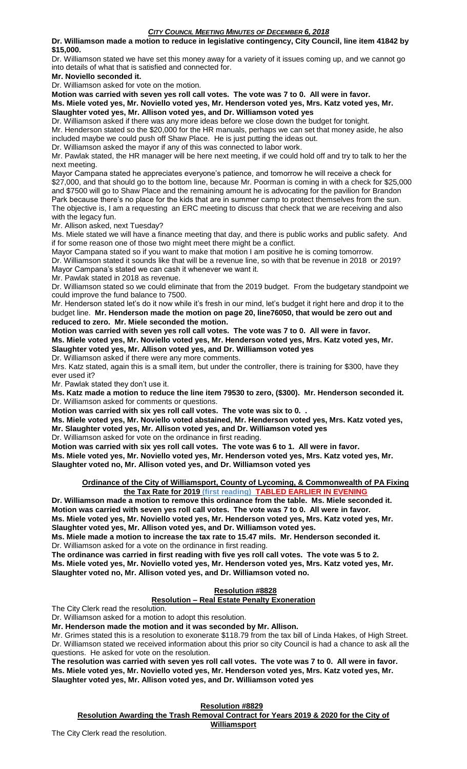**Dr. Williamson made a motion to reduce in legislative contingency, City Council, line item 41842 by $15,000.**

Dr. Williamson stated we have set this money away for a variety of it issues coming up, and we cannot go into details of what that is satisfied and connected for.

**Mr. Noviello seconded it.**

Dr. Williamson asked for vote on the motion.

**Motion was carried with seven yes roll call votes. The vote was 7 to 0. All were in favor.**
**Ms. Miele voted yes, Mr. Noviello voted yes, Mr. Henderson voted yes, Mrs. Katz voted yes, Mr. Slaughter voted yes, Mr. Allison voted yes, and Dr. Williamson voted yes**

Dr. Williamson asked if there was any more ideas before we close down the budget for tonight.

Mr. Henderson stated so the $20,000 for the HR manuals, perhaps we can set that money aside, he also included maybe we could push off Shaw Place. He is just putting the ideas out.

Dr. Williamson asked the mayor if any of this was connected to labor work.

Mr. Pawlak stated, the HR manager will be here next meeting, if we could hold off and try to talk to her the next meeting.

Mayor Campana stated he appreciates everyone's patience, and tomorrow he will receive a check for $27,000, and that should go to the bottom line, because Mr. Poorman is coming in with a check for $25,000 and $7500 will go to Shaw Place and the remaining amount he is advocating for the pavilion for Brandon Park because there's no place for the kids that are in summer camp to protect themselves from the sun. The objective is, I am a requesting an ERC meeting to discuss that check that we are receiving and also with the legacy fun.

Mr. Allison asked, next Tuesday?

Ms. Miele stated we will have a finance meeting that day, and there is public works and public safety. And if for some reason one of those two might meet there might be a conflict.

Mayor Campana stated so if you want to make that motion I am positive he is coming tomorrow.

Dr. Williamson stated it sounds like that will be a revenue line, so with that be revenue in 2018 or 2019?

Mayor Campana's stated we can cash it whenever we want it.

Mr. Pawlak stated in 2018 as revenue.

Dr. Williamson stated so we could eliminate that from the 2019 budget. From the budgetary standpoint we could improve the fund balance to 7500.

Mr. Henderson stated let's do it now while it's fresh in our mind, let's budget it right here and drop it to the budget line. **Mr. Henderson made the motion on page 20, line76050, that would be zero out and reduced to zero. Mr. Miele seconded the motion.**

**Motion was carried with seven yes roll call votes. The vote was 7 to 0. All were in favor.**
**Ms. Miele voted yes, Mr. Noviello voted yes, Mr. Henderson voted yes, Mrs. Katz voted yes, Mr. Slaughter voted yes, Mr. Allison voted yes, and Dr. Williamson voted yes**

Dr. Williamson asked if there were any more comments.

Mrs. Katz stated, again this is a small item, but under the controller, there is training for $300, have they ever used it?

Mr. Pawlak stated they don't use it.

**Ms. Katz made a motion to reduce the line item 79530 to zero, ($300). Mr. Henderson seconded it.**

Dr. Williamson asked for comments or questions.

**Motion was carried with six yes roll call votes. The vote was six to 0. .**
**Ms. Miele voted yes, Mr. Noviello voted abstained, Mr. Henderson voted yes, Mrs. Katz voted yes, Mr. Slaughter voted yes, Mr. Allison voted yes, and Dr. Williamson voted yes**

Dr. Williamson asked for vote on the ordinance in first reading.

**Motion was carried with six yes roll call votes. The vote was 6 to 1. All were in favor.**
**Ms. Miele voted yes, Mr. Noviello voted yes, Mr. Henderson voted yes, Mrs. Katz voted yes, Mr. Slaughter voted no, Mr. Allison voted yes, and Dr. Williamson voted yes**

**Ordinance of the City of Williamsport, County of Lycoming, & Commonwealth of PA Fixing the Tax Rate for 2019 (first reading) TABLED EARLIER IN EVENING**

**Dr. Williamson made a motion to remove this ordinance from the table. Ms. Miele seconded it.**
**Motion was carried with seven yes roll call votes. The vote was 7 to 0. All were in favor.**
**Ms. Miele voted yes, Mr. Noviello voted yes, Mr. Henderson voted yes, Mrs. Katz voted yes, Mr. Slaughter voted yes, Mr. Allison voted yes, and Dr. Williamson voted yes.**
**Ms. Miele made a motion to increase the tax rate to 15.47 mils. Mr. Henderson seconded it.**

Dr. Williamson asked for a vote on the ordinance in first reading.

**The ordinance was carried in first reading with five yes roll call votes. The vote was 5 to 2.**
**Ms. Miele voted yes, Mr. Noviello voted yes, Mr. Henderson voted yes, Mrs. Katz voted yes, Mr. Slaughter voted no, Mr. Allison voted yes, and Dr. Williamson voted no.**

**Resolution #8828**

**Resolution – Real Estate Penalty Exoneration**

The City Clerk read the resolution.

Dr. Williamson asked for a motion to adopt this resolution.

**Mr. Henderson made the motion and it was seconded by Mr. Allison.**

Mr. Grimes stated this is a resolution to exonerate $118.79 from the tax bill of Linda Hakes, of High Street.

Dr. Williamson stated we received information about this prior so city Council is had a chance to ask all the questions. He asked for vote on the resolution.

**The resolution was carried with seven yes roll call votes. The vote was 7 to 0. All were in favor.**
**Ms. Miele voted yes, Mr. Noviello voted yes, Mr. Henderson voted yes, Mrs. Katz voted yes, Mr. Slaughter voted yes, Mr. Allison voted yes, and Dr. Williamson voted yes**

**Resolution #8829**

**Resolution Awarding the Trash Removal Contract for Years 2019 & 2020 for the City of Williamsport**

The City Clerk read the resolution.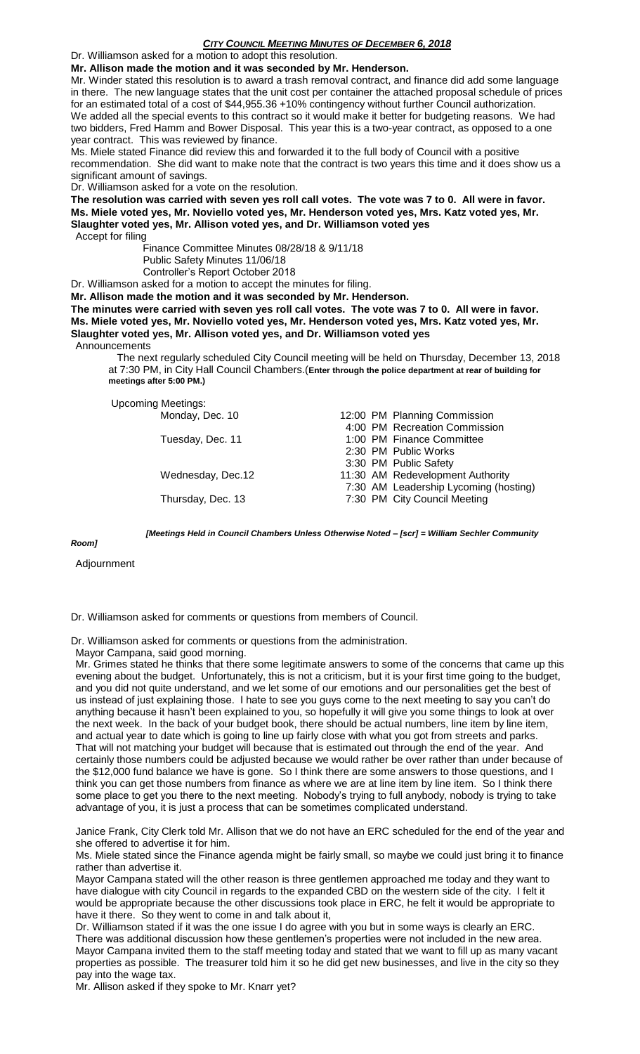Dr. Williamson asked for a motion to adopt this resolution.

**Mr. Allison made the motion and it was seconded by Mr. Henderson.**

Mr. Winder stated this resolution is to award a trash removal contract, and finance did add some language in there. The new language states that the unit cost per container the attached proposal schedule of prices for an estimated total of a cost of $44,955.36 +10% contingency without further Council authorization. We added all the special events to this contract so it would make it better for budgeting reasons. We had two bidders, Fred Hamm and Bower Disposal. This year this is a two-year contract, as opposed to a one year contract. This was reviewed by finance.

Ms. Miele stated Finance did review this and forwarded it to the full body of Council with a positive recommendation. She did want to make note that the contract is two years this time and it does show us a significant amount of savings.

Dr. Williamson asked for a vote on the resolution.

**The resolution was carried with seven yes roll call votes. The vote was 7 to 0. All were in favor. Ms. Miele voted yes, Mr. Noviello voted yes, Mr. Henderson voted yes, Mrs. Katz voted yes, Mr. Slaughter voted yes, Mr. Allison voted yes, and Dr. Williamson voted yes**

Accept for filing

Finance Committee Minutes 08/28/18 & 9/11/18
Public Safety Minutes 11/06/18
Controller's Report October 2018

Dr. Williamson asked for a motion to accept the minutes for filing.

**Mr. Allison made the motion and it was seconded by Mr. Henderson.**

**The minutes were carried with seven yes roll call votes. The vote was 7 to 0. All were in favor. Ms. Miele voted yes, Mr. Noviello voted yes, Mr. Henderson voted yes, Mrs. Katz voted yes, Mr. Slaughter voted yes, Mr. Allison voted yes, and Dr. Williamson voted yes**

Announcements

The next regularly scheduled City Council meeting will be held on Thursday, December 13, 2018 at 7:30 PM, in City Hall Council Chambers.(**Enter through the police department at rear of building for meetings after 5:00 PM.)**

Upcoming Meetings:

| | |
|---|---|
| Monday, Dec. 10 | 12:00 PM Planning Commission |
| | 4:00 PM Recreation Commission |
| Tuesday, Dec. 11 | 1:00 PM Finance Committee |
| | 2:30 PM Public Works |
| | 3:30 PM Public Safety |
| Wednesday, Dec.12 | 11:30 AM Redevelopment Authority |
| | 7:30 AM Leadership Lycoming (hosting) |
| Thursday, Dec. 13 | 7:30 PM City Council Meeting |

***[Meetings Held in Council Chambers Unless Otherwise Noted – [scr] = William Sechler Community Room]***

Adjournment

Dr. Williamson asked for comments or questions from members of Council.

Dr. Williamson asked for comments or questions from the administration.

Mayor Campana, said good morning.

Mr. Grimes stated he thinks that there some legitimate answers to some of the concerns that came up this evening about the budget. Unfortunately, this is not a criticism, but it is your first time going to the budget, and you did not quite understand, and we let some of our emotions and our personalities get the best of us instead of just explaining those. I hate to see you guys come to the next meeting to say you can't do anything because it hasn't been explained to you, so hopefully it will give you some things to look at over the next week. In the back of your budget book, there should be actual numbers, line item by line item, and actual year to date which is going to line up fairly close with what you got from streets and parks. That will not matching your budget will because that is estimated out through the end of the year. And certainly those numbers could be adjusted because we would rather be over rather than under because of the $12,000 fund balance we have is gone. So I think there are some answers to those questions, and I think you can get those numbers from finance as where we are at line item by line item. So I think there some place to get you there to the next meeting. Nobody's trying to full anybody, nobody is trying to take advantage of you, it is just a process that can be sometimes complicated understand.

Janice Frank, City Clerk told Mr. Allison that we do not have an ERC scheduled for the end of the year and she offered to advertise it for him.

Ms. Miele stated since the Finance agenda might be fairly small, so maybe we could just bring it to finance rather than advertise it.

Mayor Campana stated will the other reason is three gentlemen approached me today and they want to have dialogue with city Council in regards to the expanded CBD on the western side of the city. I felt it would be appropriate because the other discussions took place in ERC, he felt it would be appropriate to have it there. So they went to come in and talk about it,

Dr. Williamson stated if it was the one issue I do agree with you but in some ways is clearly an ERC. There was additional discussion how these gentlemen's properties were not included in the new area. Mayor Campana invited them to the staff meeting today and stated that we want to fill up as many vacant properties as possible. The treasurer told him it so he did get new businesses, and live in the city so they pay into the wage tax.

Mr. Allison asked if they spoke to Mr. Knarr yet?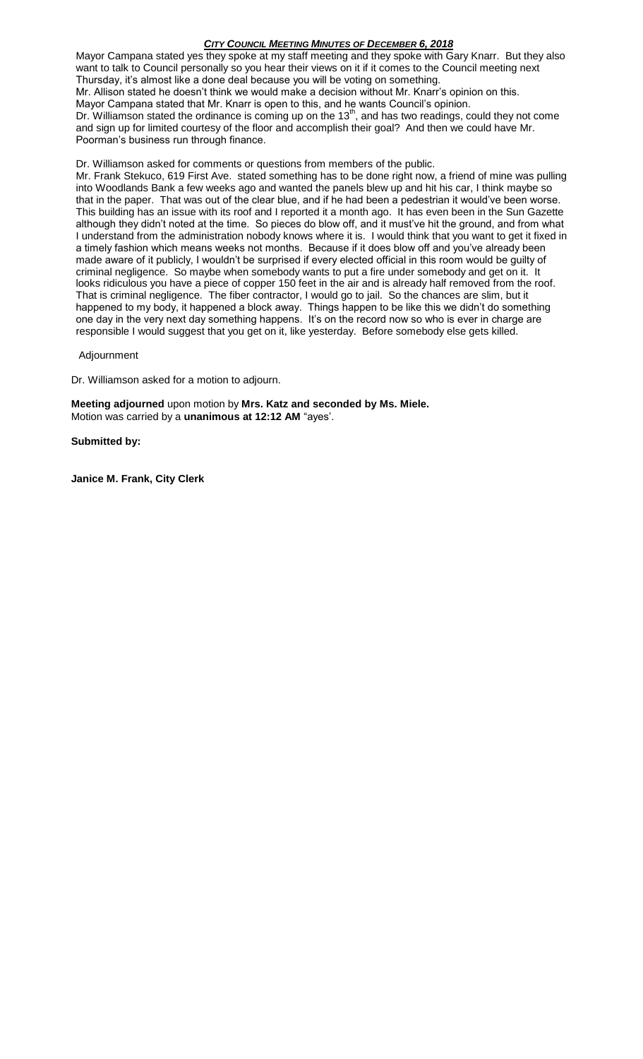Mayor Campana stated yes they spoke at my staff meeting and they spoke with Gary Knarr. But they also want to talk to Council personally so you hear their views on it if it comes to the Council meeting next Thursday, it's almost like a done deal because you will be voting on something.

Mr. Allison stated he doesn't think we would make a decision without Mr. Knarr's opinion on this.

Mayor Campana stated that Mr. Knarr is open to this, and he wants Council's opinion.

Dr. Williamson stated the ordinance is coming up on the 13th, and has two readings, could they not come and sign up for limited courtesy of the floor and accomplish their goal? And then we could have Mr. Poorman's business run through finance.

Dr. Williamson asked for comments or questions from members of the public.

Mr. Frank Stekuco, 619 First Ave. stated something has to be done right now, a friend of mine was pulling into Woodlands Bank a few weeks ago and wanted the panels blew up and hit his car, I think maybe so that in the paper. That was out of the clear blue, and if he had been a pedestrian it would've been worse. This building has an issue with its roof and I reported it a month ago. It has even been in the Sun Gazette although they didn't noted at the time. So pieces do blow off, and it must've hit the ground, and from what I understand from the administration nobody knows where it is. I would think that you want to get it fixed in a timely fashion which means weeks not months. Because if it does blow off and you've already been made aware of it publicly, I wouldn't be surprised if every elected official in this room would be guilty of criminal negligence. So maybe when somebody wants to put a fire under somebody and get on it. It looks ridiculous you have a piece of copper 150 feet in the air and is already half removed from the roof. That is criminal negligence. The fiber contractor, I would go to jail. So the chances are slim, but it happened to my body, it happened a block away. Things happen to be like this we didn't do something one day in the very next day something happens. It's on the record now so who is ever in charge are responsible I would suggest that you get on it, like yesterday. Before somebody else gets killed.

Adjournment

Dr. Williamson asked for a motion to adjourn.

**Meeting adjourned** upon motion by **Mrs. Katz and seconded by Ms. Miele.**
Motion was carried by a **unanimous at 12:12 AM** "ayes'.

**Submitted by:**

**Janice M. Frank, City Clerk**